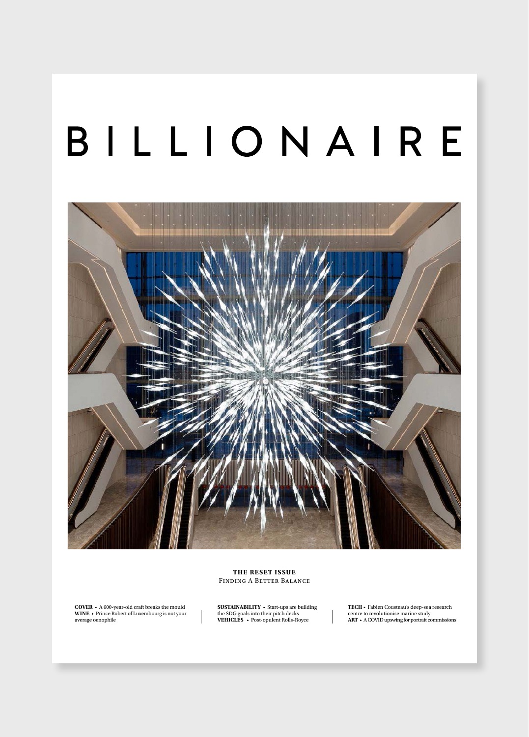# BILLIONAIRE

**THE RESET ISSUE**
FINDING A BETTER BALANCE

**COVER** • A 600-year-old craft breaks the mould
**WINE** • Prince Robert of Luxembourg is not your average oenophile

**SUSTAINABILITY** • Start-ups are building the SDG goals into their pitch decks
**VEHICLES** • Post-opulent Rolls-Royce

**TECH** • Fabien Cousteau's deep-sea research centre to revolutionise marine study
**ART** • A COVID upswing for portrait commissions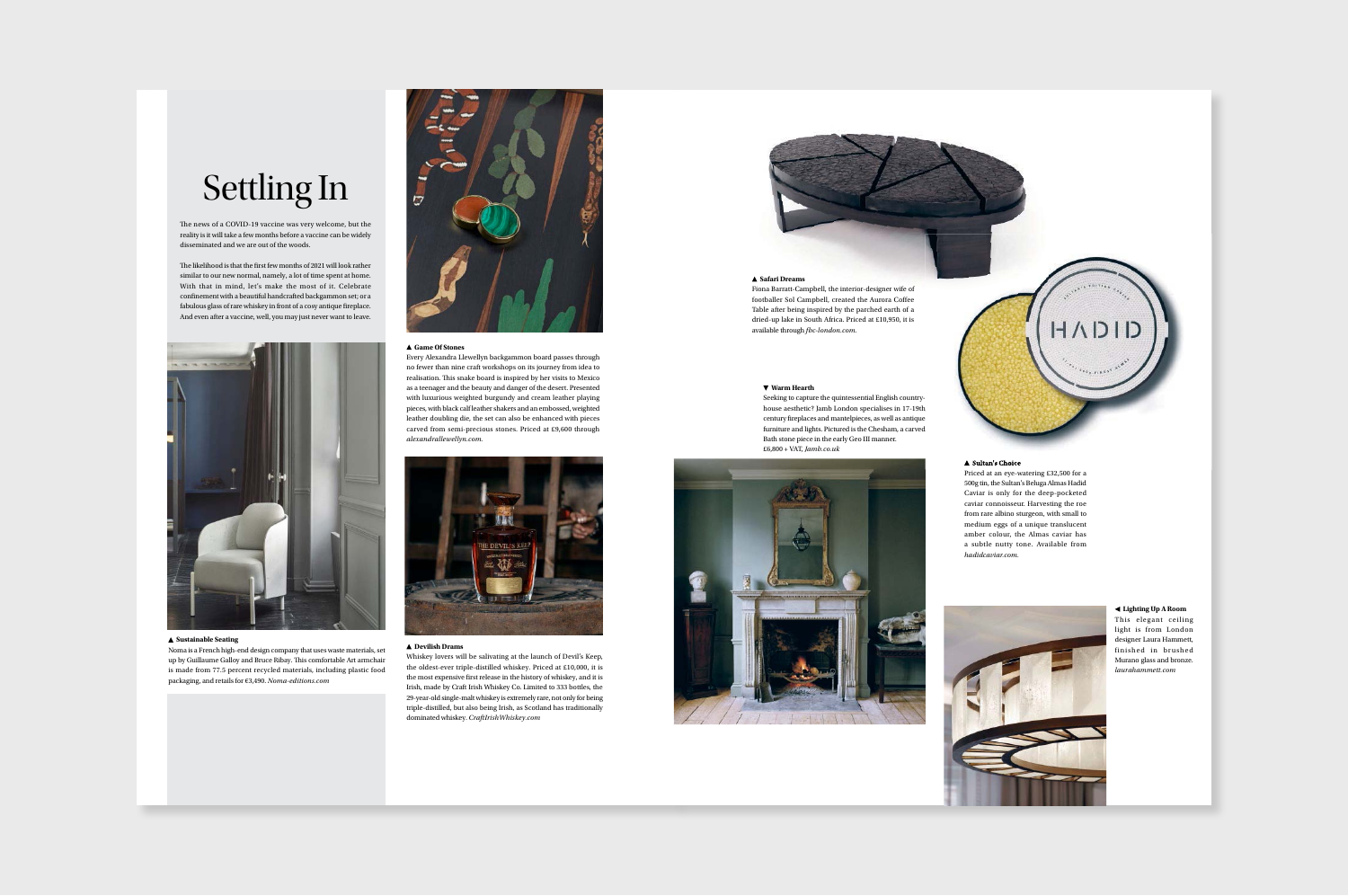# Settling In

The news of a COVID-19 vaccine was very welcome, but the reality is it will take a few months before a vaccine can be widely disseminated and we are out of the woods.

The likelihood is that the first few months of 2021 will look rather similar to our new normal, namely, a lot of time spent at home. With that in mind, let's make the most of it. Celebrate confinement with a beautiful handcrafted backgammon set; or a fabulous glass of rare whiskey in front of a cosy antique fireplace. And even after a vaccine, well, you may just never want to leave.

**▲ Sustainable Seating**

Noma is a French high-end design company that uses waste materials, set up by Guillaume Galloy and Bruce Ribay. This comfortable Art armchair is made from 77.5 percent recycled materials, including plastic food packaging, and retails for €3,490. *Noma-editions.com*

**▲ Game Of Stones**

Every Alexandra Llewellyn backgammon board passes through no fewer than nine craft workshops on its journey from idea to realisation. This snake board is inspired by her visits to Mexico as a teenager and the beauty and danger of the desert. Presented with luxurious weighted burgundy and cream leather playing pieces, with black calf leather shakers and an embossed, weighted leather doubling die, the set can also be enhanced with pieces carved from semi-precious stones. Priced at £9,600 through *alexandrallewellyn.com*.

**▲ Devilish Drams**

Whiskey lovers will be salivating at the launch of Devil's Keep, the oldest-ever triple-distilled whiskey. Priced at £10,000, it is the most expensive first release in the history of whiskey, and it is Irish, made by Craft Irish Whiskey Co. Limited to 333 bottles, the 29-year-old single-malt whiskey is extremely rare, not only for being triple-distilled, but also being Irish, as Scotland has traditionally dominated whiskey. *CraftIrishWhiskey.com*

**▲ Safari Dreams**

Fiona Barratt-Campbell, the interior-designer wife of footballer Sol Campbell, created the Aurora Coffee Table after being inspired by the parched earth of a dried-up lake in South Africa. Priced at £10,950, it is available through *fbc-london.com*.

**▼ Warm Hearth**

Seeking to capture the quintessential English country-house aesthetic? Jamb London specialises in 17-19th century fireplaces and mantelpieces, as well as antique furniture and lights. Pictured is the Chesham, a carved Bath stone piece in the early Geo III manner. £6,800 + VAT, *Jamb.co.uk*

**▲ Sultan's Choice**

Priced at an eye-watering £32,500 for a 500g tin, the Sultan's Beluga Almas Hadid Caviar is only for the deep-pocketed caviar connoisseur. Harvesting the roe from rare albino sturgeon, with small to medium eggs of a unique translucent amber colour, the Almas caviar has a subtle nutty tone. Available from *hadidcaviar.com*.

**◀ Lighting Up A Room**

This elegant ceiling light is from London designer Laura Hammett, finished in brushed Murano glass and bronze. *laurahammett.com*